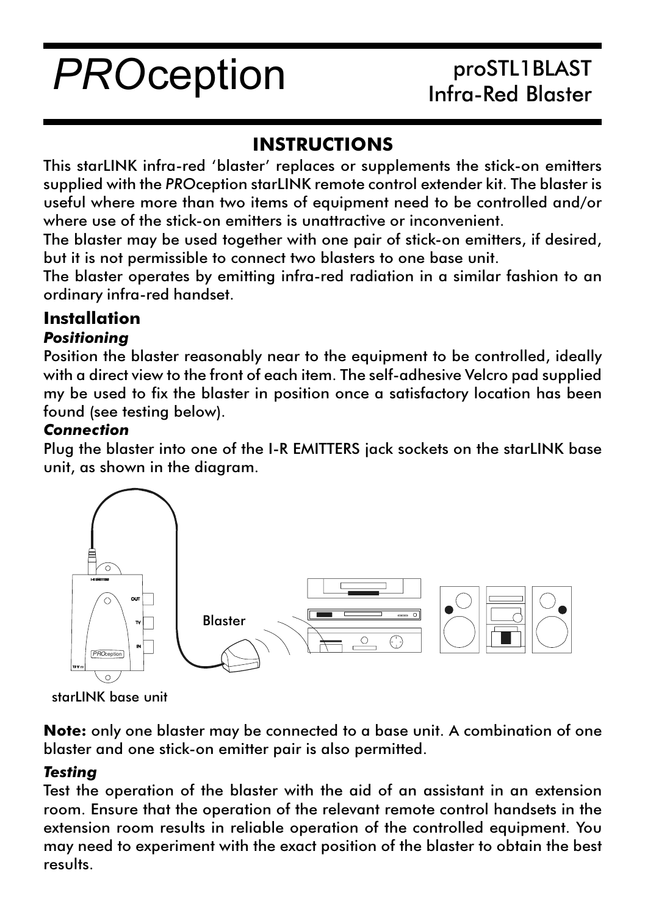# *PRO*ception

proSTL1BLAST
Infra-Red Blaster

## INSTRUCTIONS

This starLINK infra-red 'blaster' replaces or supplements the stick-on emitters supplied with the *PRO*ception starLINK remote control extender kit. The blaster is useful where more than two items of equipment need to be controlled and/or where use of the stick-on emitters is unattractive or inconvenient.

The blaster may be used together with one pair of stick-on emitters, if desired, but it is not permissible to connect two blasters to one base unit.

The blaster operates by emitting infra-red radiation in a similar fashion to an ordinary infra-red handset.

## Installation

### *Positioning*

Position the blaster reasonably near to the equipment to be controlled, ideally with a direct view to the front of each item. The self-adhesive Velcro pad supplied my be used to fix the blaster in position once a satisfactory location has been found (see testing below).

### *Connection*

Plug the blaster into one of the I-R EMITTERS jack sockets on the starLINK base unit, as shown in the diagram.

Blaster

starLINK base unit

**Note:** only one blaster may be connected to a base unit. A combination of one blaster and one stick-on emitter pair is also permitted.

### *Testing*

Test the operation of the blaster with the aid of an assistant in an extension room. Ensure that the operation of the relevant remote control handsets in the extension room results in reliable operation of the controlled equipment. You may need to experiment with the exact position of the blaster to obtain the best results.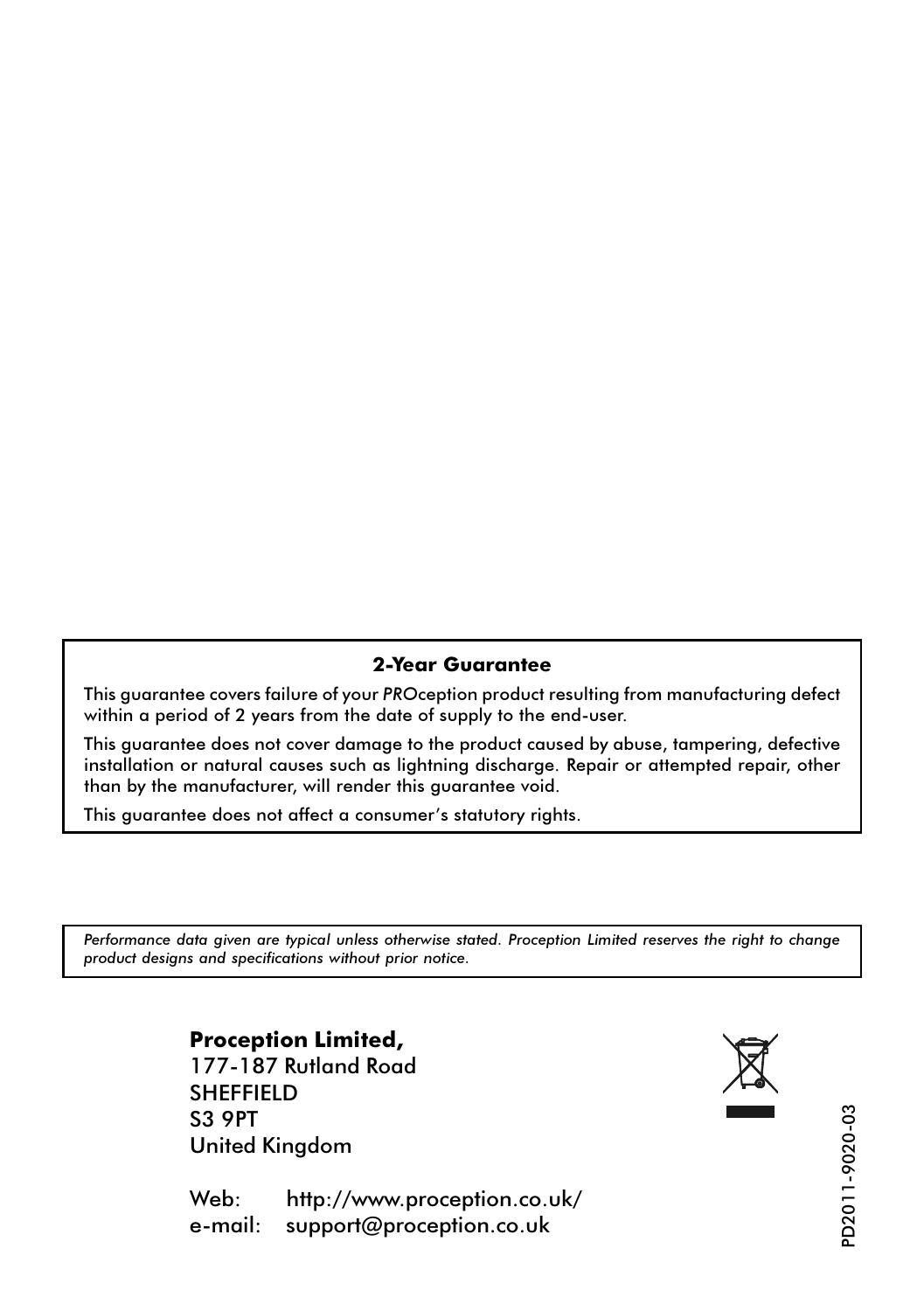## 2-Year Guarantee

This guarantee covers failure of your *PRO*ception product resulting from manufacturing defect within a period of 2 years from the date of supply to the end-user.

This guarantee does not cover damage to the product caused by abuse, tampering, defective installation or natural causes such as lightning discharge. Repair or attempted repair, other than by the manufacturer, will render this guarantee void.

This guarantee does not affect a consumer's statutory rights.

*Performance data given are typical unless otherwise stated. Proception Limited reserves the right to change product designs and specifications without prior notice.*

**Proception Limited,**
177-187 Rutland Road
SHEFFIELD
S3 9PT
United Kingdom

Web: http://www.proception.co.uk/
e-mail: support@proception.co.uk

PD2011-9020-03